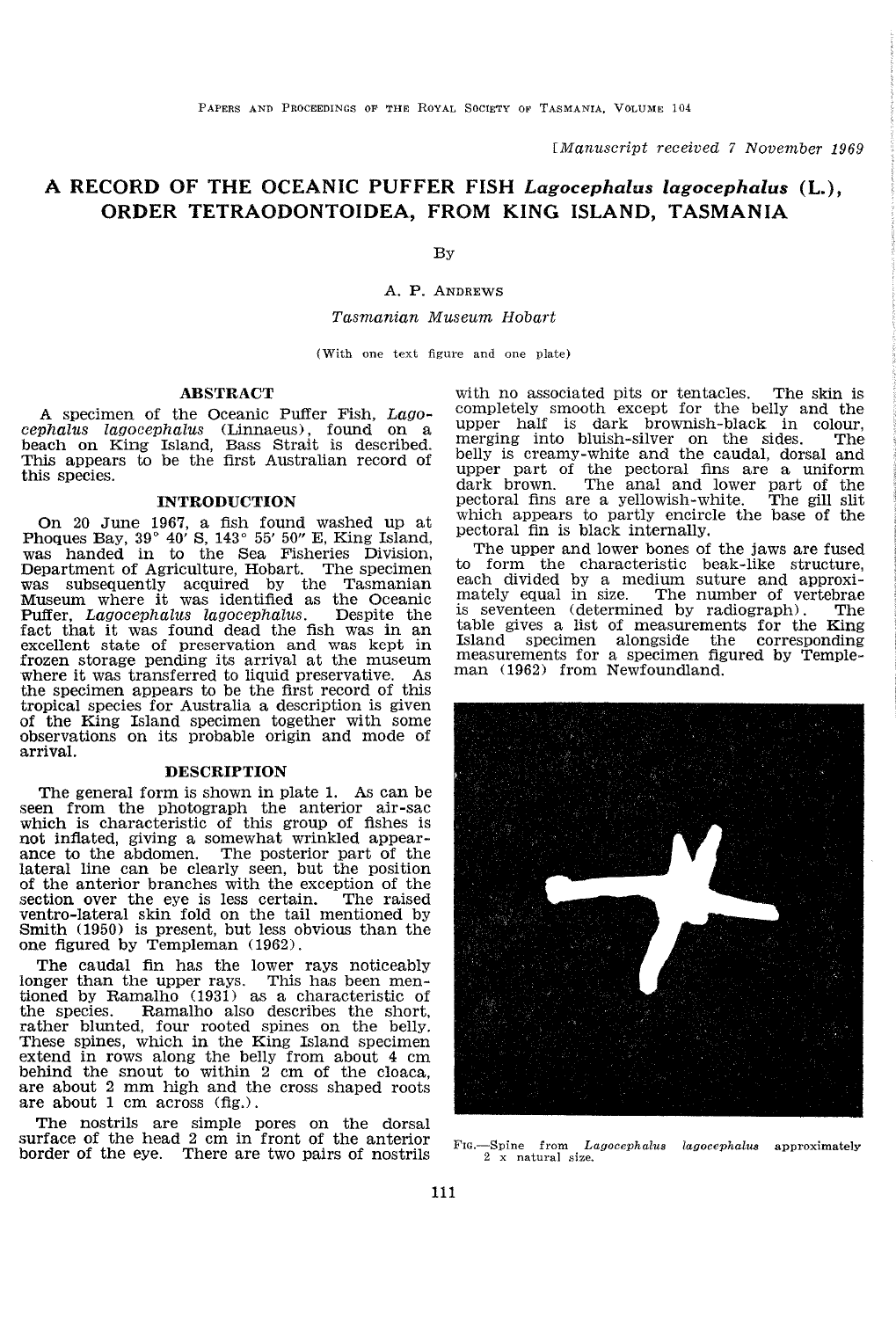[Manuscript received 7 November 1969

# A RECORD OF THE OCEANIC PUFFER FISH *Lagocephalus lagocephalus* (L.), ORDER TETRAODONTOIDEA, FROM KING ISLAND, TASMANIA

By

A. P. ANDREWS

*Tasmanian Museum Hobart*

(With one text figure and one plate)

## ABSTRACT

A specimen of the Oceanic Puffer Fish, *Lagocephalus lagocephalus* (Linnaeus), found on a beach on King Island, Bass Strait is described. This appears to be the first Australian record of this species.

## INTRODUCTION

On 20 June 1967, a fish found washed up at Phoques Bay, 39° 40′ S, 143° 55′ 50″ E, King Island, was handed in to the Sea Fisheries Division, Department of Agriculture, Hobart. The specimen was subsequently acquired by the Tasmanian Museum where it was identified as the Oceanic Puffer, *Lagocephalus lagocephalus*. Despite the fact that it was found dead the fish was in an excellent state of preservation and was kept in frozen storage pending its arrival at the museum where it was transferred to liquid preservative. As the specimen appears to be the first record of this tropical species for Australia a description is given of the King Island specimen together with some observations on its probable origin and mode of arrival.

## DESCRIPTION

The general form is shown in plate 1. As can be seen from the photograph the anterior air-sac which is characteristic of this group of fishes is not inflated, giving a somewhat wrinkled appearance to the abdomen. The posterior part of the lateral line can be clearly seen, but the position of the anterior branches with the exception of the section over the eye is less certain. The raised ventro-lateral skin fold on the tail mentioned by Smith (1950) is present, but less obvious than the one figured by Templeman (1962).

The caudal fin has the lower rays noticeably longer than the upper rays. This has been mentioned by Ramalho (1931) as a characteristic of the species. Ramalho also describes the short, rather blunted, four rooted spines on the belly. These spines, which in the King Island specimen extend in rows along the belly from about 4 cm behind the snout to within 2 cm of the cloaca, are about 2 mm high and the cross shaped roots are about 1 cm across (fig.).

The nostrils are simple pores on the dorsal surface of the head 2 cm in front of the anterior border of the eye. There are two pairs of nostrils with no associated pits or tentacles. The skin is completely smooth except for the belly and the upper half is dark brownish-black in colour, merging into bluish-silver on the sides. The belly is creamy-white and the caudal, dorsal and upper part of the pectoral fins are a uniform dark brown. The anal and lower part of the pectoral fins are a yellowish-white. The gill slit which appears to partly encircle the base of the pectoral fin is black internally.

The upper and lower bones of the jaws are fused to form the characteristic beak-like structure, each divided by a medium suture and approximately equal in size. The number of vertebrae is seventeen (determined by radiograph). The table gives a list of measurements for the King Island specimen alongside the corresponding measurements for a specimen figured by Templeman (1962) from Newfoundland.

FIG.—Spine from *Lagocephalus lagocephalus* approximately 2 x natural size.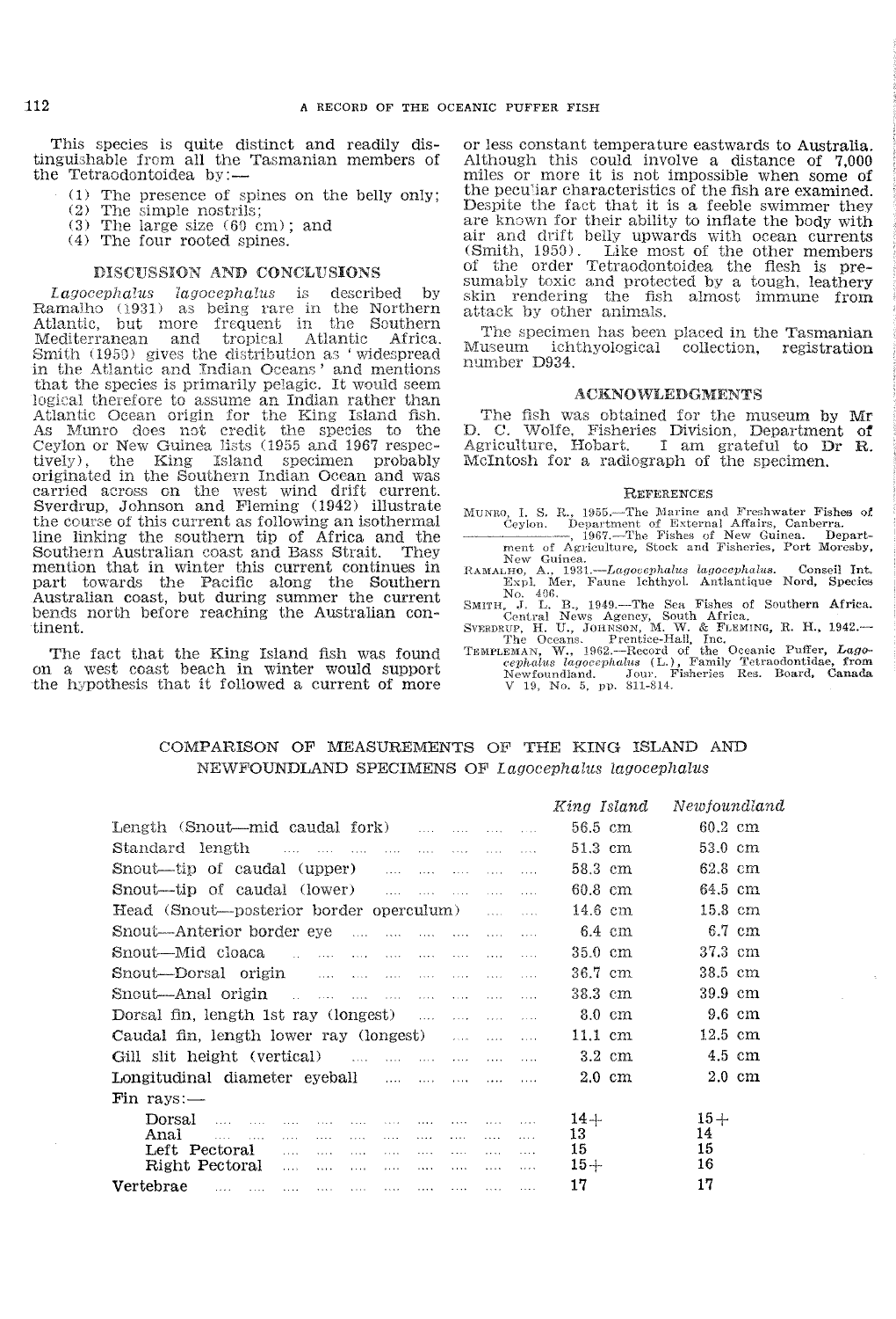This species is quite distinct and readily distinguishable from all the Tasmanian members of the Tetraodontoidea by:—

(1) The presence of spines on the belly only;
(2) The simple nostrils;
(3) The large size (60 cm); and
(4) The four rooted spines.

## DISCUSSION AND CONCLUSIONS

*Lagocephalus lagocephalus* is described by Ramalho (1931) as being rare in the Northern Atlantic, but more frequent in the Southern Mediterranean and tropical Atlantic Africa. Smith (1950) gives the distribution as 'widespread in the Atlantic and Indian Oceans' and mentions that the species is primarily pelagic. It would seem logical therefore to assume an Indian rather than Atlantic Ocean origin for the King Island fish. As Munro does not credit the species to the Ceylon or New Guinea lists (1955 and 1967 respectively), the King Island specimen probably originated in the Southern Indian Ocean and was carried across on the west wind drift current. Sverdrup, Johnson and Fleming (1942) illustrate the course of this current as following an isothermal line linking the southern tip of Africa and the Southern Australian coast and Bass Strait. They mention that in winter this current continues in part towards the Pacific along the Southern Australian coast, but during summer the current bends north before reaching the Australian continent.

The fact that the King Island fish was found on a west coast beach in winter would support the hypothesis that it followed a current of more or less constant temperature eastwards to Australia. Although this could involve a distance of 7,000 miles or more it is not impossible when some of the peculiar characteristics of the fish are examined. Despite the fact that it is a feeble swimmer they are known for their ability to inflate the body with air and drift belly upwards with ocean currents (Smith, 1950). Like most of the other members of the order Tetraodontoidea the flesh is presumably toxic and protected by a tough, leathery skin rendering the fish almost immune from attack by other animals.

The specimen has been placed in the Tasmanian Museum ichthyological collection, registration number D934.

## ACKNOWLEDGMENTS

The fish was obtained for the museum by Mr D. C. Wolfe, Fisheries Division, Department of Agriculture, Hobart. I am grateful to Dr R. McIntosh for a radiograph of the specimen.

### REFERENCES

MUNRO, I. S. R., 1955.—The Marine and Freshwater Fishes of Ceylon. Department of External Affairs, Canberra.

———, 1967.—The Fishes of New Guinea. Department of Agriculture, Stock and Fisheries, Port Moresby, New Guinea.

RAMALHO, A., 1931.—*Lagocephalus lagocephalus*. Conseil Int. Expl. Mer, Faune Ichthyol. Antlantique Nord, Species No. 406.

SMITH, J. L. B., 1949.—The Sea Fishes of Southern Africa. Central News Agency, South Africa.

SVERDRUP, H. U., JOHNSON, M. W. & FLEMING, R. H., 1942.—The Oceans. Prentice-Hall, Inc.

TEMPLEMAN, W., 1962.—Record of the Oceanic Puffer, *Lagocephalus lagocephalus* (L.), Family Tetraodontidae, from Newfoundland. Jour. Fisheries Res. Board, Canada V 19, No. 5, pp. 811-814.

## COMPARISON OF MEASUREMENTS OF THE KING ISLAND AND NEWFOUNDLAND SPECIMENS OF *Lagocephalus lagocephalus*

| | *King Island* | *Newfoundland* |
|---|---|---|
| Length (Snout—mid caudal fork) | 56.5 cm | 60.2 cm |
| Standard length | 51.3 cm | 53.0 cm |
| Snout—tip of caudal (upper) | 58.3 cm | 62.8 cm |
| Snout—tip of caudal (lower) | 60.8 cm | 64.5 cm |
| Head (Snout—posterior border operculum) | 14.6 cm | 15.8 cm |
| Snout—Anterior border eye | 6.4 cm | 6.7 cm |
| Snout—Mid cloaca | 35.0 cm | 37.3 cm |
| Snout—Dorsal origin | 36.7 cm | 38.5 cm |
| Snout—Anal origin | 38.3 cm | 39.9 cm |
| Dorsal fin, length 1st ray (longest) | 8.0 cm | 9.6 cm |
| Caudal fin, length lower ray (longest) | 11.1 cm | 12.5 cm |
| Gill slit height (vertical) | 3.2 cm | 4.5 cm |
| Longitudinal diameter eyeball | 2.0 cm | 2.0 cm |
| Fin rays:— | | |
| Dorsal | 14+ | 15+ |
| Anal | 13 | 14 |
| Left Pectoral | 15 | 15 |
| Right Pectoral | 15+ | 16 |
| Vertebrae | 17 | 17 |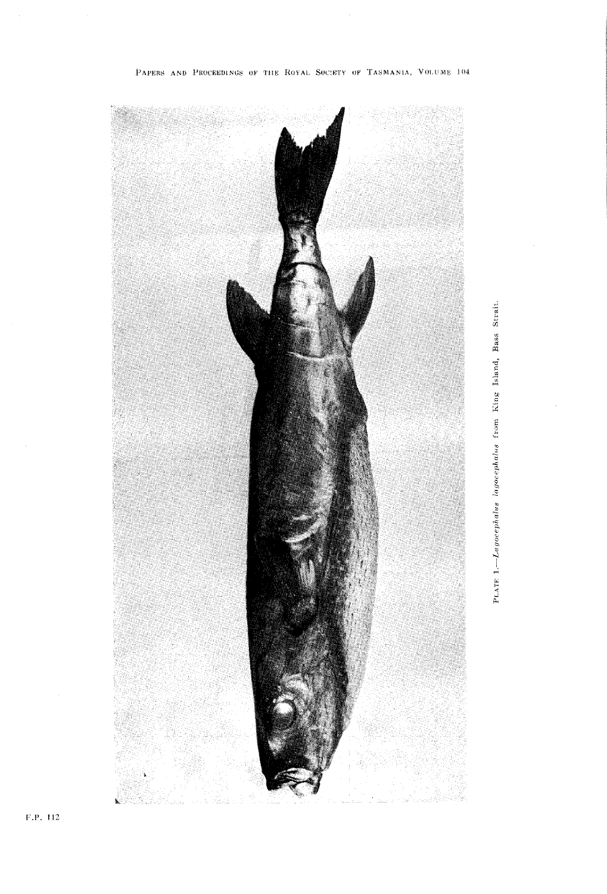PLATE 1.—*Lagocephalus lagocephalus* from King Island, Bass Strait.